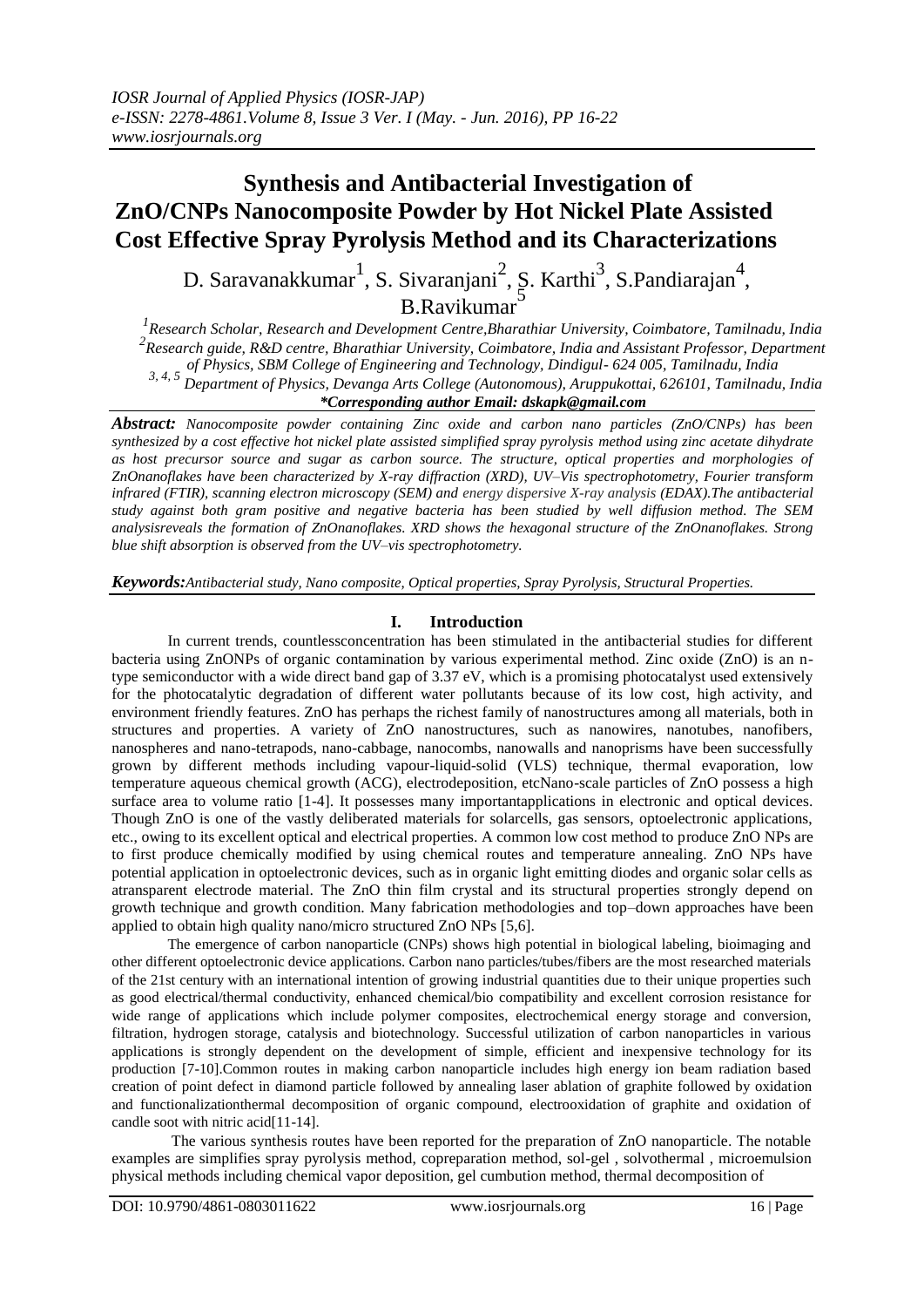# Synthesis and Antibacterial Investigation of ZnO/CNPs Nanocomposite Powder by Hot Nickel Plate Assisted Cost Effective Spray Pyrolysis Method and its Characterizations

D. Saravanakkumar[1], S. Sivaranjani[2], S. Karthi[3], S.Pandiarajan[4], B.Ravikumar[5]

[1]Research Scholar, Research and Development Centre,Bharathiar University, Coimbatore, Tamilnadu, India
[2]Research guide, R&D centre, Bharathiar University, Coimbatore, India and Assistant Professor, Department of Physics, SBM College of Engineering and Technology, Dindigul- 624 005, Tamilnadu, India
[3, 4, 5] Department of Physics, Devanga Arts College (Autonomous), Aruppukottai, 626101, Tamilnadu, India
*Corresponding author Email: dskapk@gmail.com

***Abstract:*** *Nanocomposite powder containing Zinc oxide and carbon nano particles (ZnO/CNPs) has been synthesized by a cost effective hot nickel plate assisted simplified spray pyrolysis method using zinc acetate dihydrate as host precursor source and sugar as carbon source. The structure, optical properties and morphologies of ZnOnanoflakes have been characterized by X-ray diffraction (XRD), UV–Vis spectrophotometry, Fourier transform infrared (FTIR), scanning electron microscopy (SEM) and energy dispersive X-ray analysis (EDAX).The antibacterial study against both gram positive and negative bacteria has been studied by well diffusion method. The SEM analysisreveals the formation of ZnOnanoflakes. XRD shows the hexagonal structure of the ZnOnanoflakes. Strong blue shift absorption is observed from the UV–vis spectrophotometry.*

***Keywords:****Antibacterial study, Nano composite, Optical properties, Spray Pyrolysis, Structural Properties.*

## I. Introduction

In current trends, countlessconcentration has been stimulated in the antibacterial studies for different bacteria using ZnONPs of organic contamination by various experimental method. Zinc oxide (ZnO) is an n-type semiconductor with a wide direct band gap of 3.37 eV, which is a promising photocatalyst used extensively for the photocatalytic degradation of different water pollutants because of its low cost, high activity, and environment friendly features. ZnO has perhaps the richest family of nanostructures among all materials, both in structures and properties. A variety of ZnO nanostructures, such as nanowires, nanotubes, nanofibers, nanospheres and nano-tetrapods, nano-cabbage, nanocombs, nanowalls and nanoprisms have been successfully grown by different methods including vapour-liquid-solid (VLS) technique, thermal evaporation, low temperature aqueous chemical growth (ACG), electrodeposition, etcNano-scale particles of ZnO possess a high surface area to volume ratio [1-4]. It possesses many importantapplications in electronic and optical devices. Though ZnO is one of the vastly deliberated materials for solarcells, gas sensors, optoelectronic applications, etc., owing to its excellent optical and electrical properties. A common low cost method to produce ZnO NPs are to first produce chemically modified by using chemical routes and temperature annealing. ZnO NPs have potential application in optoelectronic devices, such as in organic light emitting diodes and organic solar cells as atransparent electrode material. The ZnO thin film crystal and its structural properties strongly depend on growth technique and growth condition. Many fabrication methodologies and top–down approaches have been applied to obtain high quality nano/micro structured ZnO NPs [5,6].

The emergence of carbon nanoparticle (CNPs) shows high potential in biological labeling, bioimaging and other different optoelectronic device applications. Carbon nano particles/tubes/fibers are the most researched materials of the 21st century with an international intention of growing industrial quantities due to their unique properties such as good electrical/thermal conductivity, enhanced chemical/bio compatibility and excellent corrosion resistance for wide range of applications which include polymer composites, electrochemical energy storage and conversion, filtration, hydrogen storage, catalysis and biotechnology. Successful utilization of carbon nanoparticles in various applications is strongly dependent on the development of simple, efficient and inexpensive technology for its production [7-10].Common routes in making carbon nanoparticle includes high energy ion beam radiation based creation of point defect in diamond particle followed by annealing laser ablation of graphite followed by oxidation and functionalizationthermal decomposition of organic compound, electrooxidation of graphite and oxidation of candle soot with nitric acid[11-14].

The various synthesis routes have been reported for the preparation of ZnO nanoparticle. The notable examples are simplifies spray pyrolysis method, copreparation method, sol-gel , solvothermal , microemulsion physical methods including chemical vapor deposition, gel cumbution method, thermal decomposition of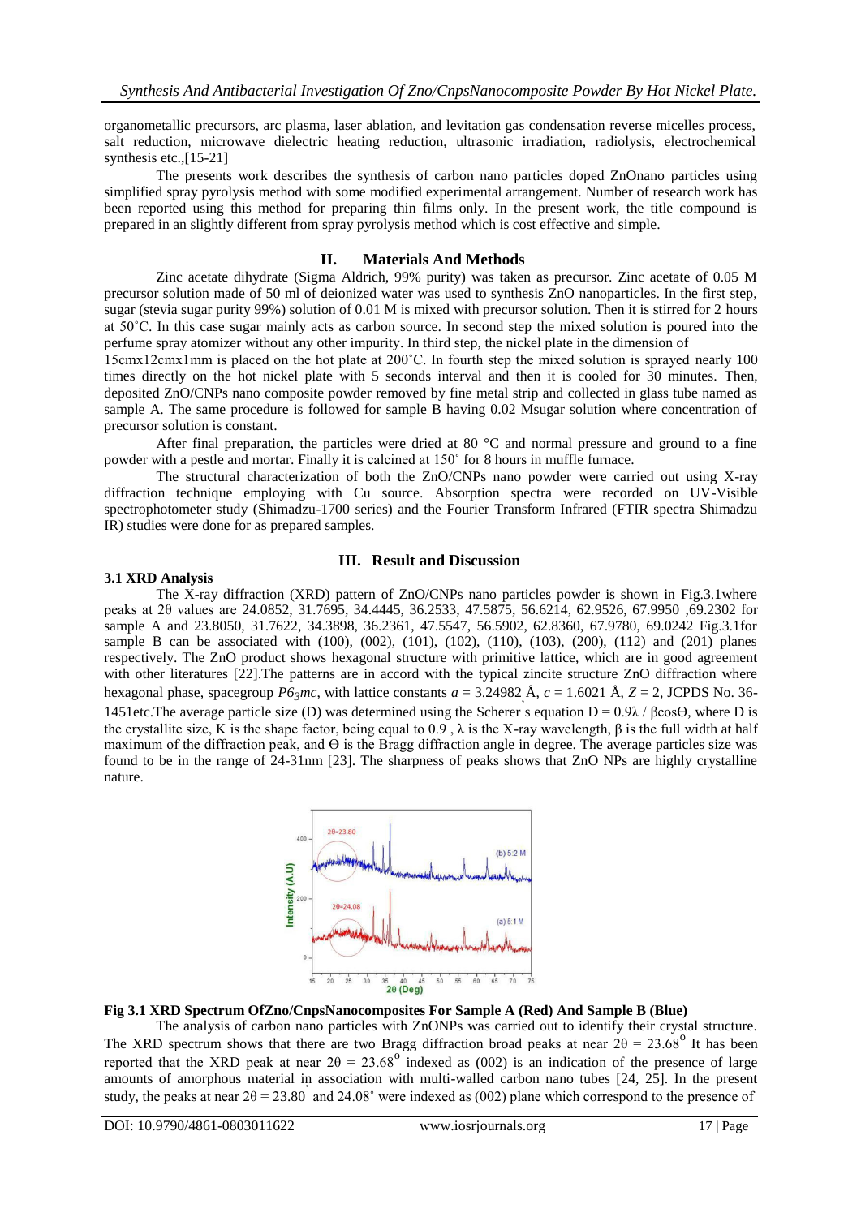organometallic precursors, arc plasma, laser ablation, and levitation gas condensation reverse micelles process, salt reduction, microwave dielectric heating reduction, ultrasonic irradiation, radiolysis, electrochemical synthesis etc.,[15-21]

The presents work describes the synthesis of carbon nano particles doped ZnOnano particles using simplified spray pyrolysis method with some modified experimental arrangement. Number of research work has been reported using this method for preparing thin films only. In the present work, the title compound is prepared in an slightly different from spray pyrolysis method which is cost effective and simple.

## II. Materials And Methods

Zinc acetate dihydrate (Sigma Aldrich, 99% purity) was taken as precursor. Zinc acetate of 0.05 M precursor solution made of 50 ml of deionized water was used to synthesis ZnO nanoparticles. In the first step, sugar (stevia sugar purity 99%) solution of 0.01 M is mixed with precursor solution. Then it is stirred for 2 hours at 50˚C. In this case sugar mainly acts as carbon source. In second step the mixed solution is poured into the perfume spray atomizer without any other impurity. In third step, the nickel plate in the dimension of 15cmx12cmx1mm is placed on the hot plate at 200˚C. In fourth step the mixed solution is sprayed nearly 100 times directly on the hot nickel plate with 5 seconds interval and then it is cooled for 30 minutes. Then, deposited ZnO/CNPs nano composite powder removed by fine metal strip and collected in glass tube named as sample A. The same procedure is followed for sample B having 0.02 Msugar solution where concentration of precursor solution is constant.

After final preparation, the particles were dried at 80 °C and normal pressure and ground to a fine powder with a pestle and mortar. Finally it is calcined at 150˚ for 8 hours in muffle furnace.

The structural characterization of both the ZnO/CNPs nano powder were carried out using X-ray diffraction technique employing with Cu source. Absorption spectra were recorded on UV-Visible spectrophotometer study (Shimadzu-1700 series) and the Fourier Transform Infrared (FTIR spectra Shimadzu IR) studies were done for as prepared samples.

## III. Result and Discussion

### 3.1 XRD Analysis

The X-ray diffraction (XRD) pattern of ZnO/CNPs nano particles powder is shown in Fig.3.1where peaks at 2θ values are 24.0852, 31.7695, 34.4445, 36.2533, 47.5875, 56.6214, 62.9526, 67.9950 ,69.2302 for sample A and 23.8050, 31.7622, 34.3898, 36.2361, 47.5547, 56.5902, 62.8360, 67.9780, 69.0242 Fig.3.1for sample B can be associated with (100), (002), (101), (102), (110), (103), (200), (112) and (201) planes respectively. The ZnO product shows hexagonal structure with primitive lattice, which are in good agreement with other literatures [22].The patterns are in accord with the typical zincite structure ZnO diffraction where hexagonal phase, spacegroup $P6_3mc$, with lattice constants $a$ = 3.24982 Å, $c$ = 1.6021 Å, $Z$ = 2, JCPDS No. 36-1451etc.The average particle size (D) was determined using the Scherer's equation $D = 0.9\lambda / \beta\cos\Theta$, where D is the crystallite size, K is the shape factor, being equal to 0.9 , λ is the X-ray wavelength, β is the full width at half maximum of the diffraction peak, and Θ is the Bragg diffraction angle in degree. The average particles size was found to be in the range of 24-31nm [23]. The sharpness of peaks shows that ZnO NPs are highly crystalline nature.

**Fig 3.1 XRD Spectrum OfZno/CnpsNanocomposites For Sample A (Red) And Sample B (Blue)**

The analysis of carbon nano particles with ZnONPs was carried out to identify their crystal structure. The XRD spectrum shows that there are two Bragg diffraction broad peaks at near $2\theta = 23.68^{o}$ It has been reported that the XRD peak at near $2\theta = 23.68^{o}$ indexed as (002) is an indication of the presence of large amounts of amorphous material in association with multi-walled carbon nano tubes [24, 25]. In the present study, the peaks at near $2\theta = 23.80$ and 24.08˚ were indexed as (002) plane which correspond to the presence of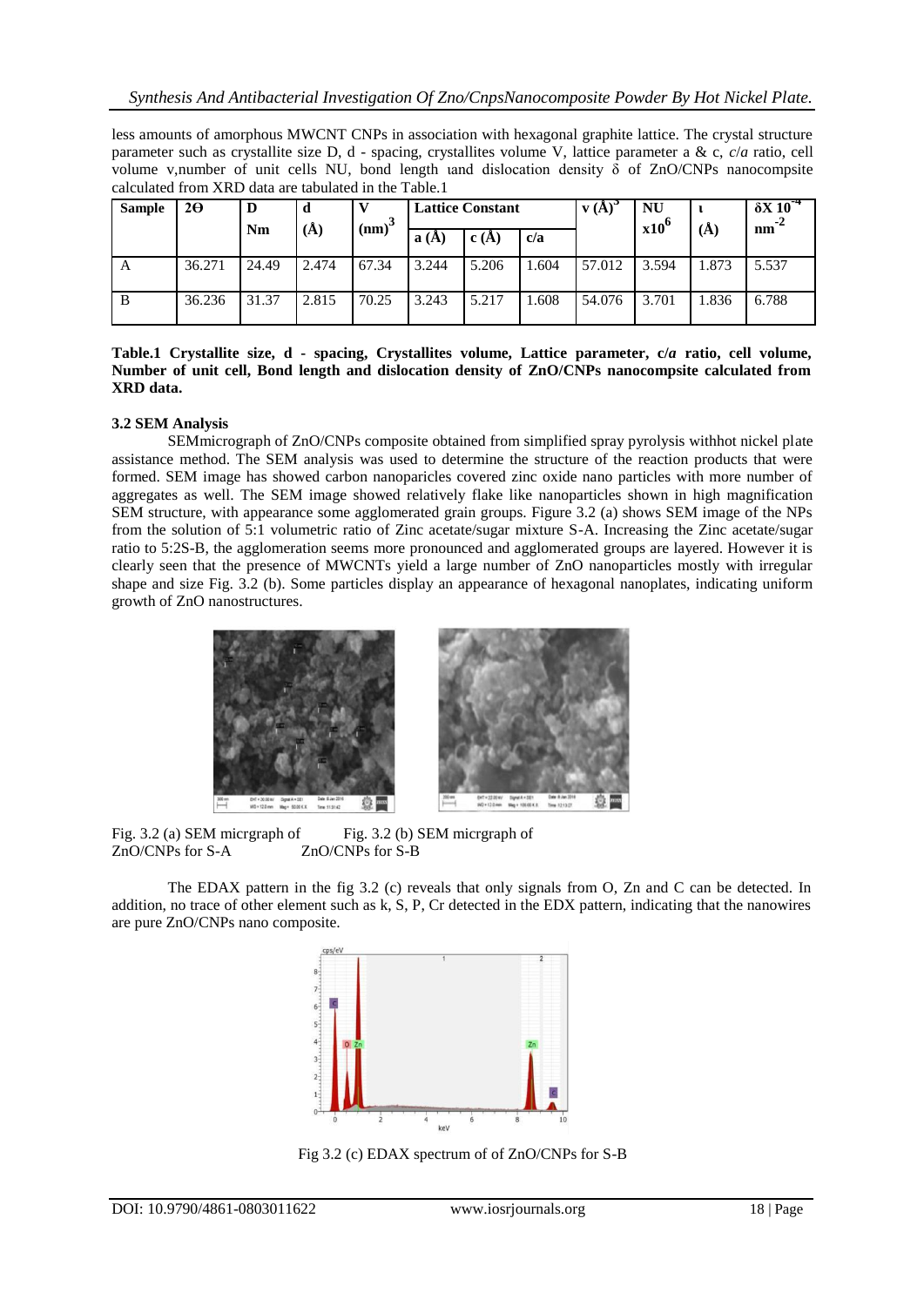less amounts of amorphous MWCNT CNPs in association with hexagonal graphite lattice. The crystal structure parameter such as crystallite size D, d - spacing, crystallites volume V, lattice parameter a & c, c/*a* ratio, cell volume v,number of unit cells NU, bond length ɩand dislocation density δ of ZnO/CNPs nanocompsite calculated from XRD data are tabulated in the Table.1

| Sample | 2Θ | D Nm | d (Å) | V $(nm)^3$ | Lattice Constant | | | v $(Å)^3$ | NU $x10^6$ | ɩ (Å) | δX $10^{-4}$ $nm^{-2}$ |
|---|---|---|---|---|---|---|---|---|---|---|---|
| | | | | | a (Å) | c (Å) | c/a | | | | |
| A | 36.271 | 24.49 | 2.474 | 67.34 | 3.244 | 5.206 | 1.604 | 57.012 | 3.594 | 1.873 | 5.537 |
| B | 36.236 | 31.37 | 2.815 | 70.25 | 3.243 | 5.217 | 1.608 | 54.076 | 3.701 | 1.836 | 6.788 |

**Table.1 Crystallite size, d - spacing, Crystallites volume, Lattice parameter, c/*a* ratio, cell volume, Number of unit cell, Bond length and dislocation density of ZnO/CNPs nanocompsite calculated from XRD data.**

### 3.2 SEM Analysis

SEMmicrograph of ZnO/CNPs composite obtained from simplified spray pyrolysis withhot nickel plate assistance method. The SEM analysis was used to determine the structure of the reaction products that were formed. SEM image has showed carbon nanoparicles covered zinc oxide nano particles with more number of aggregates as well. The SEM image showed relatively flake like nanoparticles shown in high magnification SEM structure, with appearance some agglomerated grain groups. Figure 3.2 (a) shows SEM image of the NPs from the solution of 5:1 volumetric ratio of Zinc acetate/sugar mixture S-A. Increasing the Zinc acetate/sugar ratio to 5:2S-B, the agglomeration seems more pronounced and agglomerated groups are layered. However it is clearly seen that the presence of MWCNTs yield a large number of ZnO nanoparticles mostly with irregular shape and size Fig. 3.2 (b). Some particles display an appearance of hexagonal nanoplates, indicating uniform growth of ZnO nanostructures.

Fig. 3.2 (a) SEM micrgraph of ZnO/CNPs for S-A

Fig. 3.2 (b) SEM micrgraph of ZnO/CNPs for S-B

The EDAX pattern in the fig 3.2 (c) reveals that only signals from O, Zn and C can be detected. In addition, no trace of other element such as k, S, P, Cr detected in the EDX pattern, indicating that the nanowires are pure ZnO/CNPs nano composite.

Fig 3.2 (c) EDAX spectrum of of ZnO/CNPs for S-B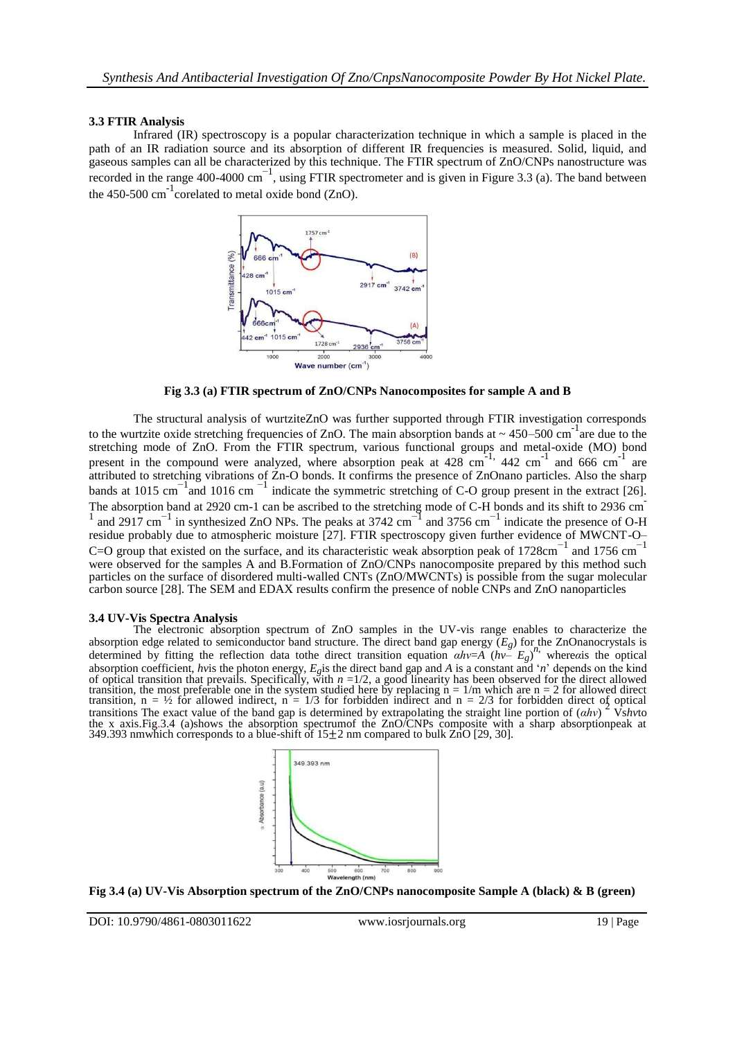### 3.3 FTIR Analysis

Infrared (IR) spectroscopy is a popular characterization technique in which a sample is placed in the path of an IR radiation source and its absorption of different IR frequencies is measured. Solid, liquid, and gaseous samples can all be characterized by this technique. The FTIR spectrum of ZnO/CNPs nanostructure was recorded in the range 400-4000 $cm^{-1}$, using FTIR spectrometer and is given in Figure 3.3 (a). The band between the 450-500 $cm^{-1}$ corelated to metal oxide bond (ZnO).

**Fig 3.3 (a) FTIR spectrum of ZnO/CNPs Nanocomposites for sample A and B**

The structural analysis of wurtziteZnO was further supported through FTIR investigation corresponds to the wurtzite oxide stretching frequencies of ZnO. The main absorption bands at ~ 450–500 $cm^{-1}$ are due to the stretching mode of ZnO. From the FTIR spectrum, various functional groups and metal-oxide (MO) bond present in the compound were analyzed, where absorption peak at 428 $cm^{-1}$, 442 $cm^{-1}$ and 666 $cm^{-1}$ are attributed to stretching vibrations of Zn-O bonds. It confirms the presence of ZnOnano particles. Also the sharp bands at 1015 $cm^{-1}$ and 1016 $cm^{-1}$ indicate the symmetric stretching of C-O group present in the extract [26]. The absorption band at 2920 cm-1 can be ascribed to the stretching mode of C-H bonds and its shift to 2936 $cm^{-1}$ and 2917 $cm^{-1}$ in synthesized ZnO NPs. The peaks at 3742 $cm^{-1}$ and 3756 $cm^{-1}$ indicate the presence of O-H residue probably due to atmospheric moisture [27]. FTIR spectroscopy given further evidence of MWCNT-O–C=O group that existed on the surface, and its characteristic weak absorption peak of 1728$cm^{-1}$ and 1756 $cm^{-1}$ were observed for the samples A and B.Formation of ZnO/CNPs nanocomposite prepared by this method such particles on the surface of disordered multi-walled CNTs (ZnO/MWCNTs) is possible from the sugar molecular carbon source [28]. The SEM and EDAX results confirm the presence of noble CNPs and ZnO nanoparticles

### 3.4 UV-Vis Spectra Analysis

The electronic absorption spectrum of ZnO samples in the UV-vis range enables to characterize the absorption edge related to semiconductor band structure. The direct band gap energy ($E_g$) for the ZnOnanocrystals is determined by fitting the reflection data tothe direct transition equation $\alpha h\nu = A\,(h\nu - E_g)^n$, where$\alpha$is the optical absorption coefficient, $h\nu$is the photon energy, $E_g$is the direct band gap and $A$ is a constant and '$n$' depends on the kind of optical transition that prevails. Specifically, with $n$ =1/2, a good linearity has been observed for the direct allowed transition, the most preferable one in the system studied here by replacing n = 1/m which are n = 2 for allowed direct transition, n = ½ for allowed indirect, n = 1/3 for forbidden indirect and n = 2/3 for forbidden direct of optical transitions The exact value of the band gap is determined by extrapolating the straight line portion of $(\alpha h\nu)^2$ Vs$h\nu$to the x axis.Fig.3.4 (a)shows the absorption spectrumof the ZnO/CNPs composite with a sharp absorptionpeak at 349.393 nmwhich corresponds to a blue-shift of 15±2 nm compared to bulk ZnO [29, 30].

**Fig 3.4 (a) UV-Vis Absorption spectrum of the ZnO/CNPs nanocomposite Sample A (black) & B (green)**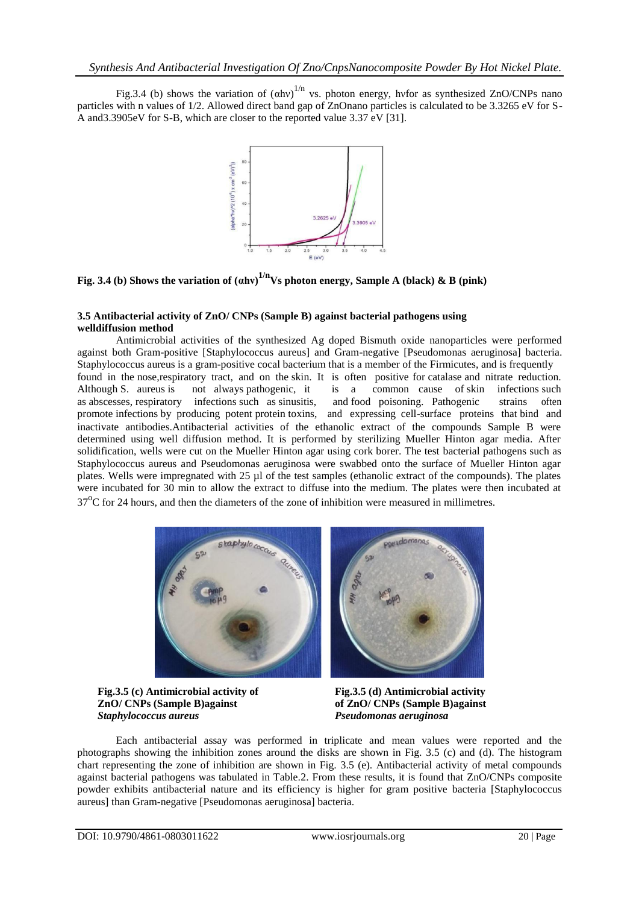Fig.3.4 (b) shows the variation of $(\alpha h\nu)^{1/n}$ vs. photon energy, hνfor as synthesized ZnO/CNPs nano particles with n values of 1/2. Allowed direct band gap of ZnOnano particles is calculated to be 3.3265 eV for S-A and3.3905eV for S-B, which are closer to the reported value 3.37 eV [31].

**Fig. 3.4 (b) Shows the variation of $(\alpha h\nu)^{1/n}$Vs photon energy, Sample A (black) & B (pink)**

### 3.5 Antibacterial activity of ZnO/ CNPs (Sample B) against bacterial pathogens using welldiffusion method

Antimicrobial activities of the synthesized Ag doped Bismuth oxide nanoparticles were performed against both Gram-positive [Staphylococcus aureus] and Gram-negative [Pseudomonas aeruginosa] bacteria. Staphylococcus aureus is a gram-positive cocal bacterium that is a member of the Firmicutes, and is frequently found in the nose,respiratory tract, and on the skin. It is often positive for catalase and nitrate reduction. Although S. aureus is not always pathogenic, it is a common cause of skin infections such as abscesses, respiratory infections such as sinusitis, and food poisoning. Pathogenic strains often promote infections by producing potent protein toxins, and expressing cell-surface proteins that bind and inactivate antibodies.Antibacterial activities of the ethanolic extract of the compounds Sample B were determined using well diffusion method. It is performed by sterilizing Mueller Hinton agar media. After solidification, wells were cut on the Mueller Hinton agar using cork borer. The test bacterial pathogens such as Staphylococcus aureus and Pseudomonas aeruginosa were swabbed onto the surface of Mueller Hinton agar plates. Wells were impregnated with 25 µl of the test samples (ethanolic extract of the compounds). The plates were incubated for 30 min to allow the extract to diffuse into the medium. The plates were then incubated at $37^{o}C$ for 24 hours, and then the diameters of the zone of inhibition were measured in millimetres.

**Fig.3.5 (c) Antimicrobial activity of ZnO/ CNPs (Sample B)against *Staphylococcus aureus***

**Fig.3.5 (d) Antimicrobial activity of ZnO/ CNPs (Sample B)against *Pseudomonas aeruginosa***

Each antibacterial assay was performed in triplicate and mean values were reported and the photographs showing the inhibition zones around the disks are shown in Fig. 3.5 (c) and (d). The histogram chart representing the zone of inhibition are shown in Fig. 3.5 (e). Antibacterial activity of metal compounds against bacterial pathogens was tabulated in Table.2. From these results, it is found that ZnO/CNPs composite powder exhibits antibacterial nature and its efficiency is higher for gram positive bacteria [Staphylococcus aureus] than Gram-negative [Pseudomonas aeruginosa] bacteria.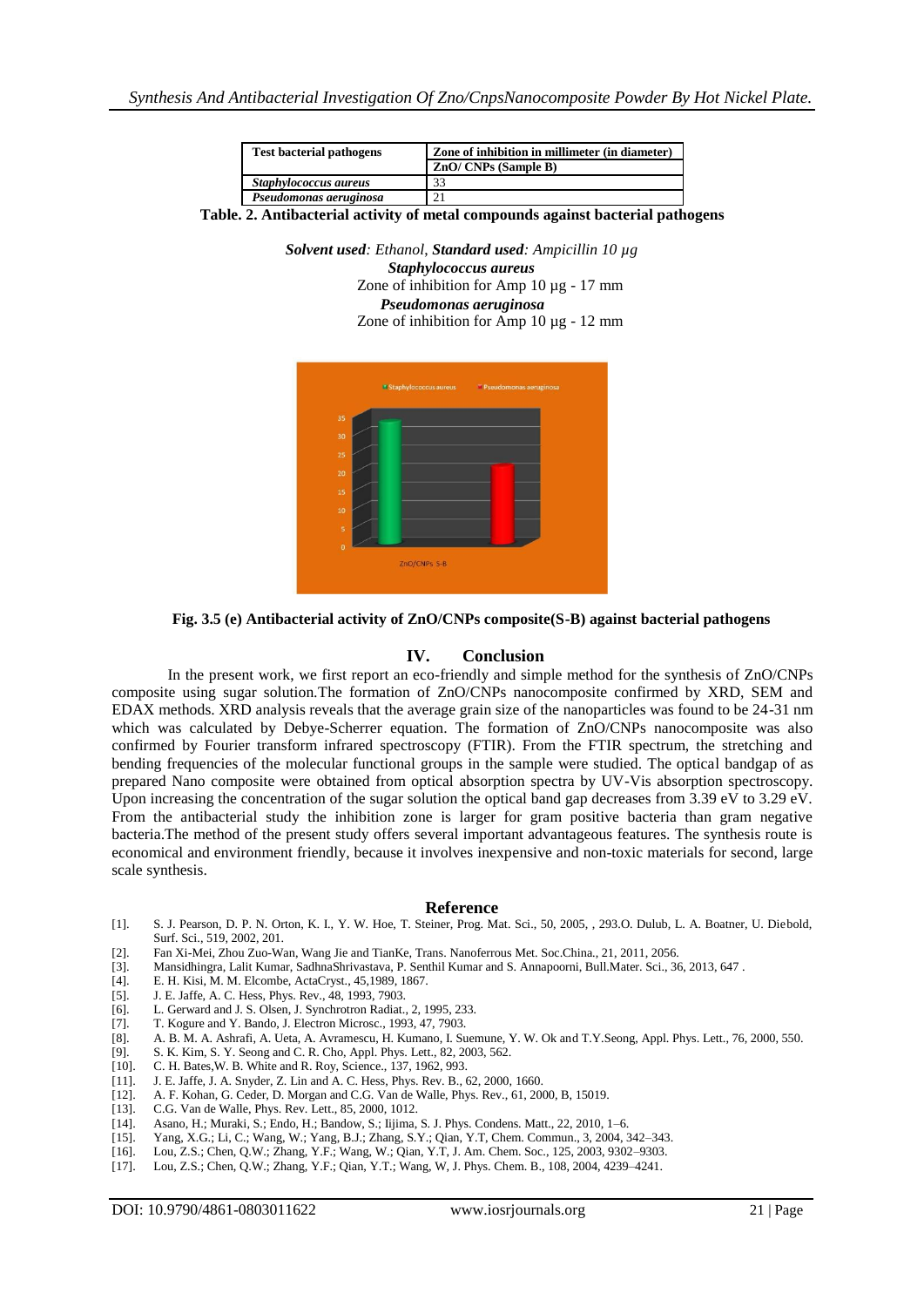| Test bacterial pathogens | Zone of inhibition in millimeter (in diameter) |
|---|---|
| | ZnO/ CNPs (Sample B) |
| *Staphylococcus aureus* | 33 |
| *Pseudomonas aeruginosa* | 21 |

**Table. 2. Antibacterial activity of metal compounds against bacterial pathogens**

***Solvent used**: Ethanol,* ***Standard used**: Ampicillin 10 µg*

***Staphylococcus aureus***

Zone of inhibition for Amp 10 µg - 17 mm

***Pseudomonas aeruginosa***

Zone of inhibition for Amp 10 µg - 12 mm

**Fig. 3.5 (e) Antibacterial activity of ZnO/CNPs composite(S-B) against bacterial pathogens**

## IV. Conclusion

In the present work, we first report an eco-friendly and simple method for the synthesis of ZnO/CNPs composite using sugar solution.The formation of ZnO/CNPs nanocomposite confirmed by XRD, SEM and EDAX methods. XRD analysis reveals that the average grain size of the nanoparticles was found to be 24-31 nm which was calculated by Debye-Scherrer equation. The formation of ZnO/CNPs nanocomposite was also confirmed by Fourier transform infrared spectroscopy (FTIR). From the FTIR spectrum, the stretching and bending frequencies of the molecular functional groups in the sample were studied. The optical bandgap of as prepared Nano composite were obtained from optical absorption spectra by UV-Vis absorption spectroscopy. Upon increasing the concentration of the sugar solution the optical band gap decreases from 3.39 eV to 3.29 eV. From the antibacterial study the inhibition zone is larger for gram positive bacteria than gram negative bacteria.The method of the present study offers several important advantageous features. The synthesis route is economical and environment friendly, because it involves inexpensive and non-toxic materials for second, large scale synthesis.

## Reference

[1]. S. J. Pearson, D. P. N. Orton, K. I., Y. W. Hoe, T. Steiner, Prog. Mat. Sci., 50, 2005, , 293.O. Dulub, L. A. Boatner, U. Diebold, Surf. Sci., 519, 2002, 201.

[2]. Fan Xi-Mei, Zhou Zuo-Wan, Wang Jie and TianKe, Trans. Nanoferrous Met. Soc.China., 21, 2011, 2056.

[3]. Mansidhingra, Lalit Kumar, SadhnaShrivastava, P. Senthil Kumar and S. Annapoorni, Bull.Mater. Sci., 36, 2013, 647 .

[4]. E. H. Kisi, M. M. Elcombe, ActaCryst., 45,1989, 1867.

[5]. J. E. Jaffe, A. C. Hess, Phys. Rev., 48, 1993, 7903.

[6]. L. Gerward and J. S. Olsen, J. Synchrotron Radiat., 2, 1995, 233.

[7]. T. Kogure and Y. Bando, J. Electron Microsc., 1993, 47, 7903.

[8]. A. B. M. A. Ashrafi, A. Ueta, A. Avramescu, H. Kumano, I. Suemune, Y. W. Ok and T.Y.Seong, Appl. Phys. Lett., 76, 2000, 550.

[9]. S. K. Kim, S. Y. Seong and C. R. Cho, Appl. Phys. Lett., 82, 2003, 562.

[10]. C. H. Bates,W. B. White and R. Roy, Science., 137, 1962, 993.

[11]. J. E. Jaffe, J. A. Snyder, Z. Lin and A. C. Hess, Phys. Rev. B., 62, 2000, 1660.

[12]. A. F. Kohan, G. Ceder, D. Morgan and C.G. Van de Walle, Phys. Rev., 61, 2000, B, 15019.

[13]. C.G. Van de Walle, Phys. Rev. Lett., 85, 2000, 1012.

[14]. Asano, H.; Muraki, S.; Endo, H.; Bandow, S.; Iijima, S. J. Phys. Condens. Matt., 22, 2010, 1–6.

[15]. Yang, X.G.; Li, C.; Wang, W.; Yang, B.J.; Zhang, S.Y.; Qian, Y.T, Chem. Commun., 3, 2004, 342–343.

[16]. Lou, Z.S.; Chen, Q.W.; Zhang, Y.F.; Wang, W.; Qian, Y.T, J. Am. Chem. Soc., 125, 2003, 9302–9303.

[17]. Lou, Z.S.; Chen, Q.W.; Zhang, Y.F.; Qian, Y.T.; Wang, W, J. Phys. Chem. B., 108, 2004, 4239–4241.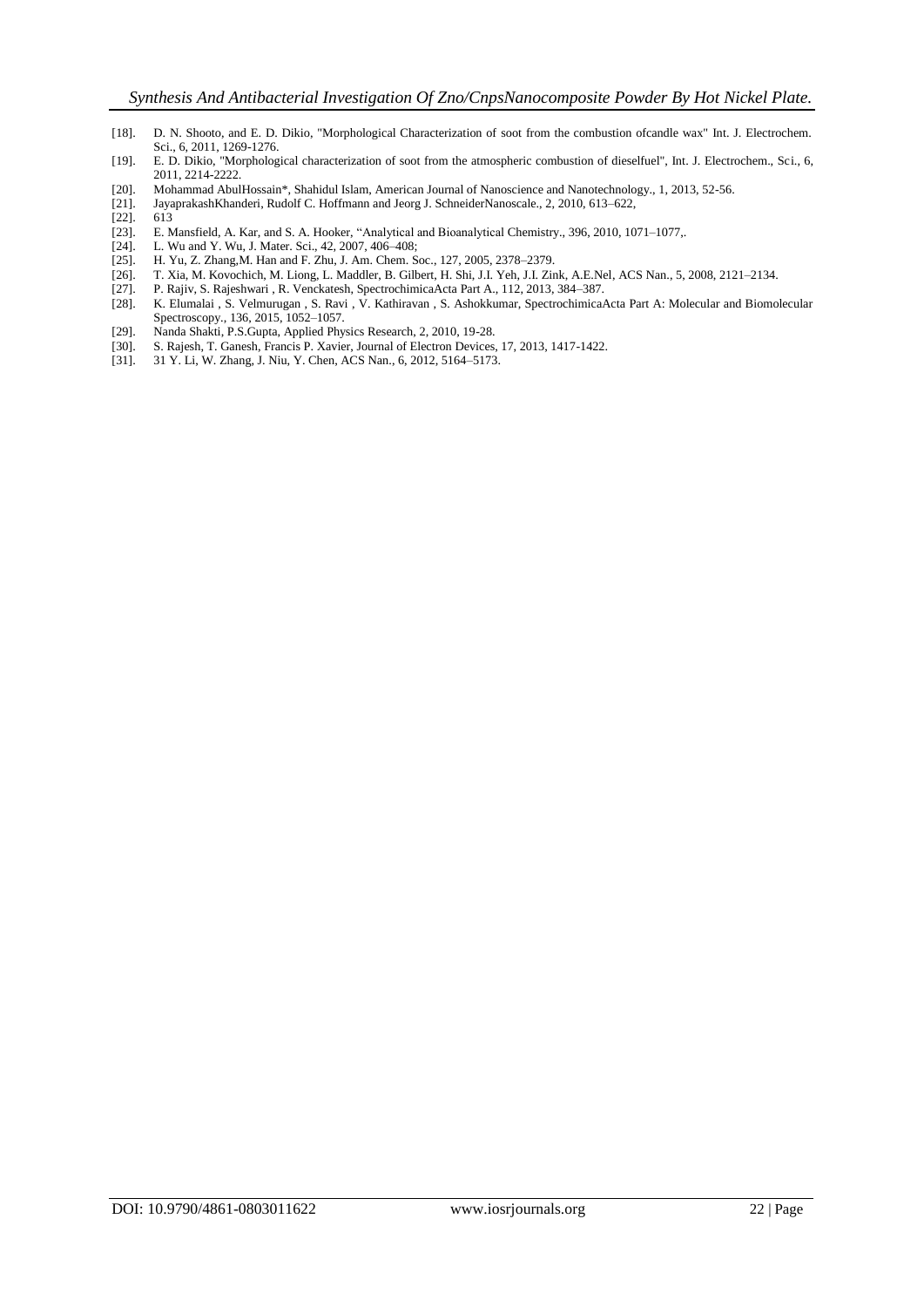[18]. D. N. Shooto, and E. D. Dikio, "Morphological Characterization of soot from the combustion ofcandle wax" Int. J. Electrochem. Sci., 6, 2011, 1269-1276.

[19]. E. D. Dikio, "Morphological characterization of soot from the atmospheric combustion of dieselfuel", Int. J. Electrochem., Sci., 6, 2011, 2214-2222.

[20]. Mohammad AbulHossain*, Shahidul Islam, American Journal of Nanoscience and Nanotechnology., 1, 2013, 52-56.

[21]. JayaprakashKhanderi, Rudolf C. Hoffmann and Jeorg J. SchneiderNanoscale., 2, 2010, 613–622,

[22]. 613

[23]. E. Mansfield, A. Kar, and S. A. Hooker, "Analytical and Bioanalytical Chemistry., 396, 2010, 1071–1077,.

[24]. L. Wu and Y. Wu, J. Mater. Sci., 42, 2007, 406–408;

[25]. H. Yu, Z. Zhang,M. Han and F. Zhu, J. Am. Chem. Soc., 127, 2005, 2378–2379.

[26]. T. Xia, M. Kovochich, M. Liong, L. Maddler, B. Gilbert, H. Shi, J.I. Yeh, J.I. Zink, A.E.Nel, ACS Nan., 5, 2008, 2121–2134.

[27]. P. Rajiv, S. Rajeshwari , R. Venckatesh, SpectrochimicaActa Part A., 112, 2013, 384–387.

[28]. K. Elumalai , S. Velmurugan , S. Ravi , V. Kathiravan , S. Ashokkumar, SpectrochimicaActa Part A: Molecular and Biomolecular Spectroscopy., 136, 2015, 1052–1057.

[29]. Nanda Shakti, P.S.Gupta, Applied Physics Research, 2, 2010, 19-28.

[30]. S. Rajesh, T. Ganesh, Francis P. Xavier, Journal of Electron Devices, 17, 2013, 1417-1422.

[31]. 31 Y. Li, W. Zhang, J. Niu, Y. Chen, ACS Nan., 6, 2012, 5164–5173.